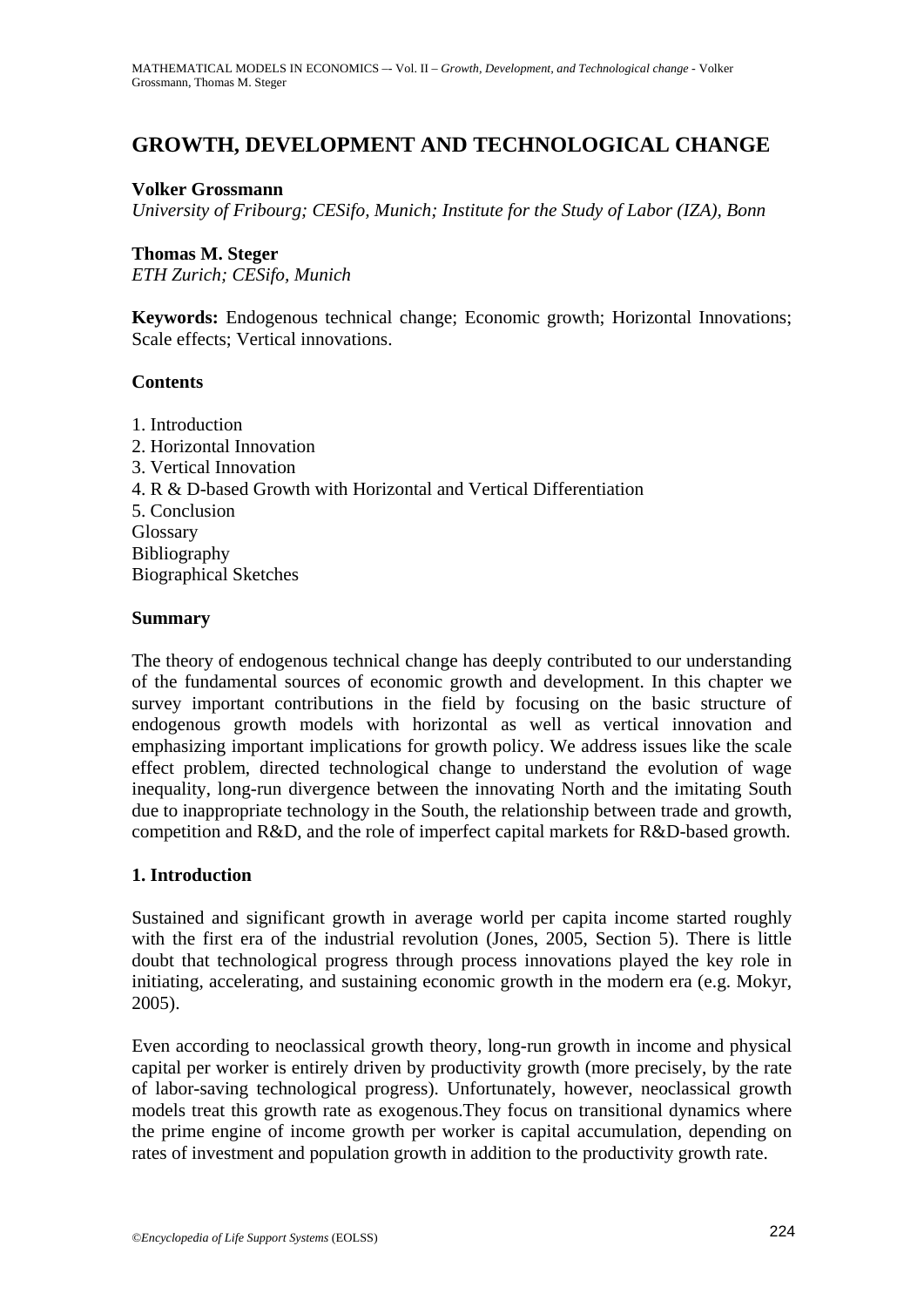# GROWTH, DEVELOPMENT AND TECHNOLOGICAL CHANGE

**Volker Grossmann**
*University of Fribourg; CESifo, Munich; Institute for the Study of Labor (IZA), Bonn*

**Thomas M. Steger**
*ETH Zurich; CESifo, Munich*

**Keywords:** Endogenous technical change; Economic growth; Horizontal Innovations; Scale effects; Vertical innovations.

**Contents**

1. Introduction
2. Horizontal Innovation
3. Vertical Innovation
4. R & D-based Growth with Horizontal and Vertical Differentiation
5. Conclusion

Glossary
Bibliography
Biographical Sketches

**Summary**

The theory of endogenous technical change has deeply contributed to our understanding of the fundamental sources of economic growth and development. In this chapter we survey important contributions in the field by focusing on the basic structure of endogenous growth models with horizontal as well as vertical innovation and emphasizing important implications for growth policy. We address issues like the scale effect problem, directed technological change to understand the evolution of wage inequality, long-run divergence between the innovating North and the imitating South due to inappropriate technology in the South, the relationship between trade and growth, competition and R&D, and the role of imperfect capital markets for R&D-based growth.

## 1. Introduction

Sustained and significant growth in average world per capita income started roughly with the first era of the industrial revolution (Jones, 2005, Section 5). There is little doubt that technological progress through process innovations played the key role in initiating, accelerating, and sustaining economic growth in the modern era (e.g. Mokyr, 2005).

Even according to neoclassical growth theory, long-run growth in income and physical capital per worker is entirely driven by productivity growth (more precisely, by the rate of labor-saving technological progress). Unfortunately, however, neoclassical growth models treat this growth rate as exogenous.They focus on transitional dynamics where the prime engine of income growth per worker is capital accumulation, depending on rates of investment and population growth in addition to the productivity growth rate.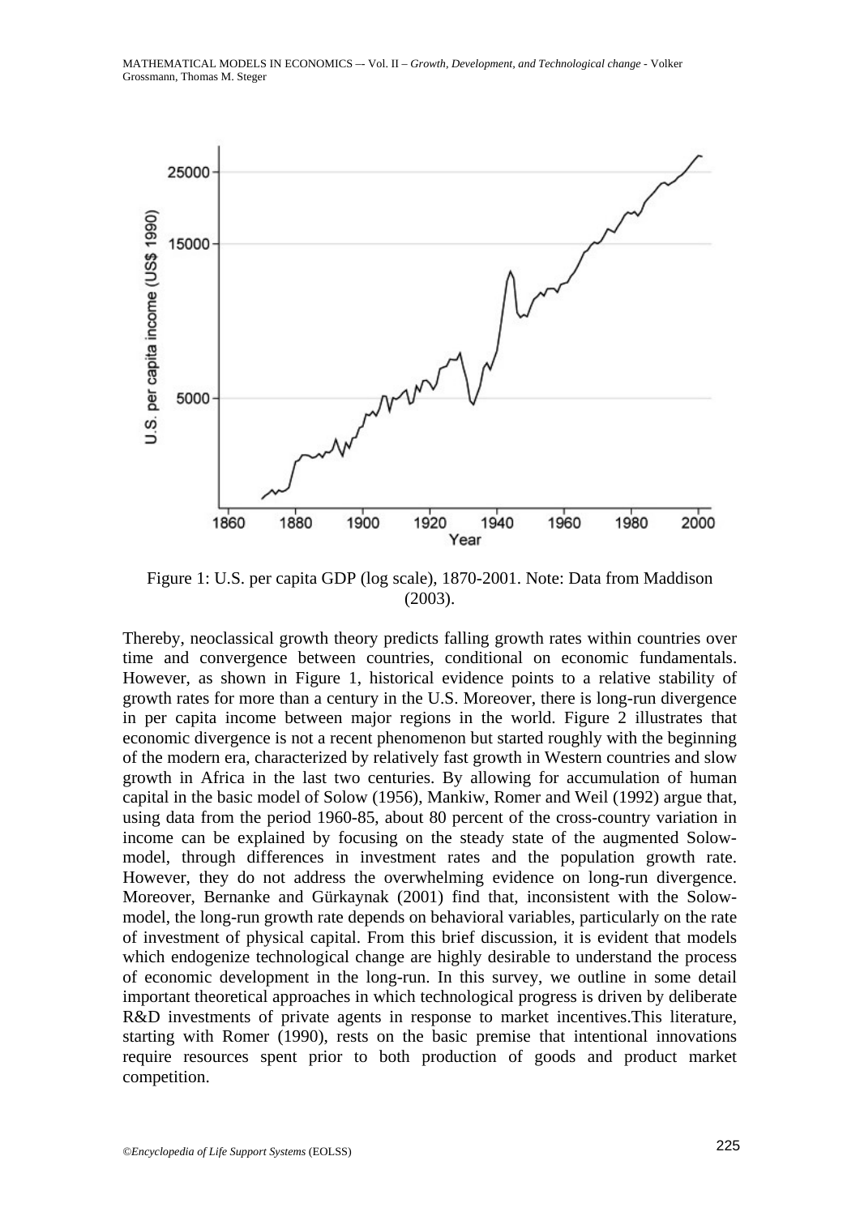Figure 1: U.S. per capita GDP (log scale), 1870-2001. Note: Data from Maddison (2003).

Thereby, neoclassical growth theory predicts falling growth rates within countries over time and convergence between countries, conditional on economic fundamentals. However, as shown in Figure 1, historical evidence points to a relative stability of growth rates for more than a century in the U.S. Moreover, there is long-run divergence in per capita income between major regions in the world. Figure 2 illustrates that economic divergence is not a recent phenomenon but started roughly with the beginning of the modern era, characterized by relatively fast growth in Western countries and slow growth in Africa in the last two centuries. By allowing for accumulation of human capital in the basic model of Solow (1956), Mankiw, Romer and Weil (1992) argue that, using data from the period 1960-85, about 80 percent of the cross-country variation in income can be explained by focusing on the steady state of the augmented Solow-model, through differences in investment rates and the population growth rate. However, they do not address the overwhelming evidence on long-run divergence. Moreover, Bernanke and Gürkaynak (2001) find that, inconsistent with the Solow-model, the long-run growth rate depends on behavioral variables, particularly on the rate of investment of physical capital. From this brief discussion, it is evident that models which endogenize technological change are highly desirable to understand the process of economic development in the long-run. In this survey, we outline in some detail important theoretical approaches in which technological progress is driven by deliberate R&D investments of private agents in response to market incentives.This literature, starting with Romer (1990), rests on the basic premise that intentional innovations require resources spent prior to both production of goods and product market competition.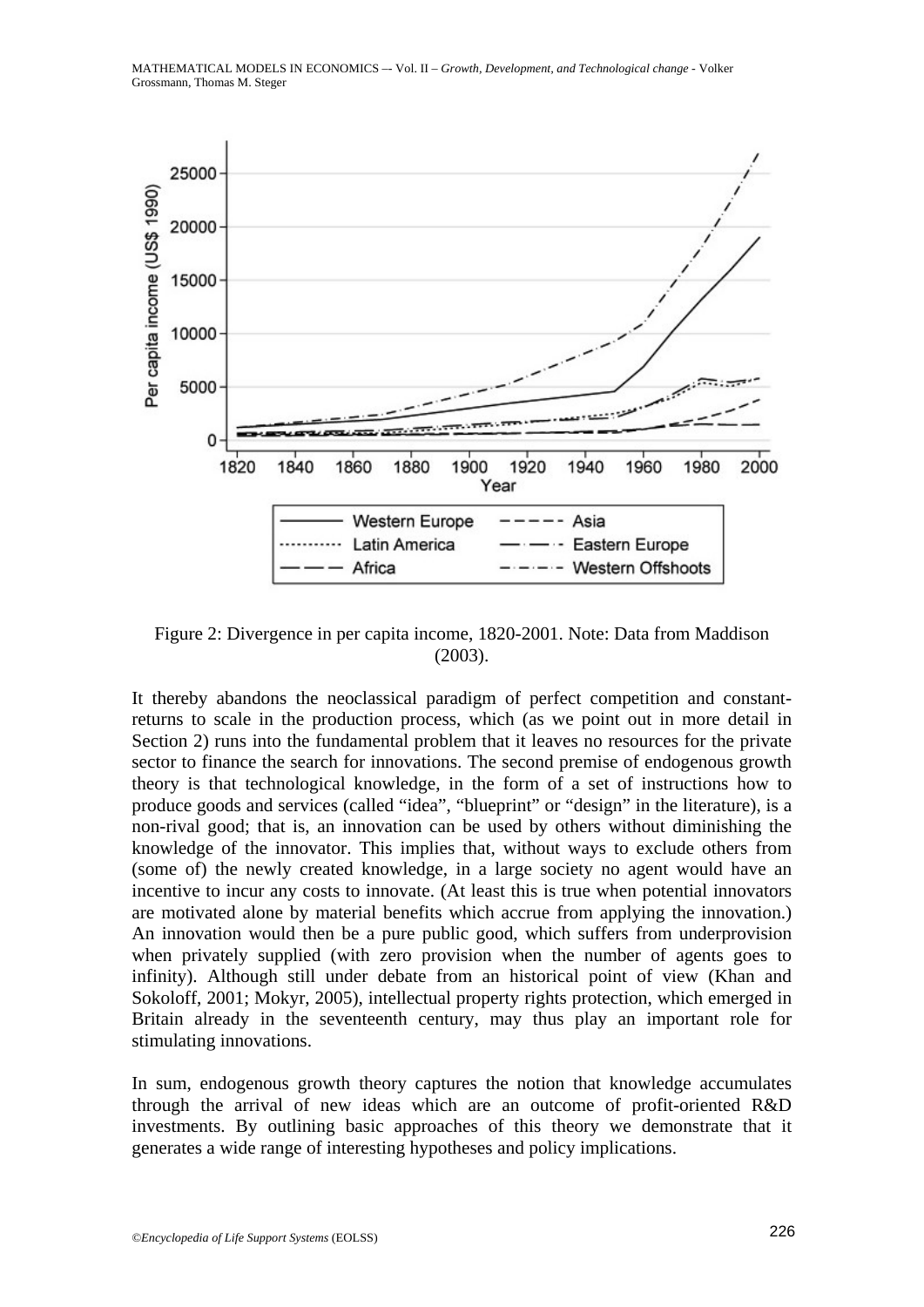Figure 2: Divergence in per capita income, 1820-2001. Note: Data from Maddison (2003).

It thereby abandons the neoclassical paradigm of perfect competition and constant-returns to scale in the production process, which (as we point out in more detail in Section 2) runs into the fundamental problem that it leaves no resources for the private sector to finance the search for innovations. The second premise of endogenous growth theory is that technological knowledge, in the form of a set of instructions how to produce goods and services (called "idea", "blueprint" or "design" in the literature), is a non-rival good; that is, an innovation can be used by others without diminishing the knowledge of the innovator. This implies that, without ways to exclude others from (some of) the newly created knowledge, in a large society no agent would have an incentive to incur any costs to innovate. (At least this is true when potential innovators are motivated alone by material benefits which accrue from applying the innovation.) An innovation would then be a pure public good, which suffers from underprovision when privately supplied (with zero provision when the number of agents goes to infinity). Although still under debate from an historical point of view (Khan and Sokoloff, 2001; Mokyr, 2005), intellectual property rights protection, which emerged in Britain already in the seventeenth century, may thus play an important role for stimulating innovations.

In sum, endogenous growth theory captures the notion that knowledge accumulates through the arrival of new ideas which are an outcome of profit-oriented R&D investments. By outlining basic approaches of this theory we demonstrate that it generates a wide range of interesting hypotheses and policy implications.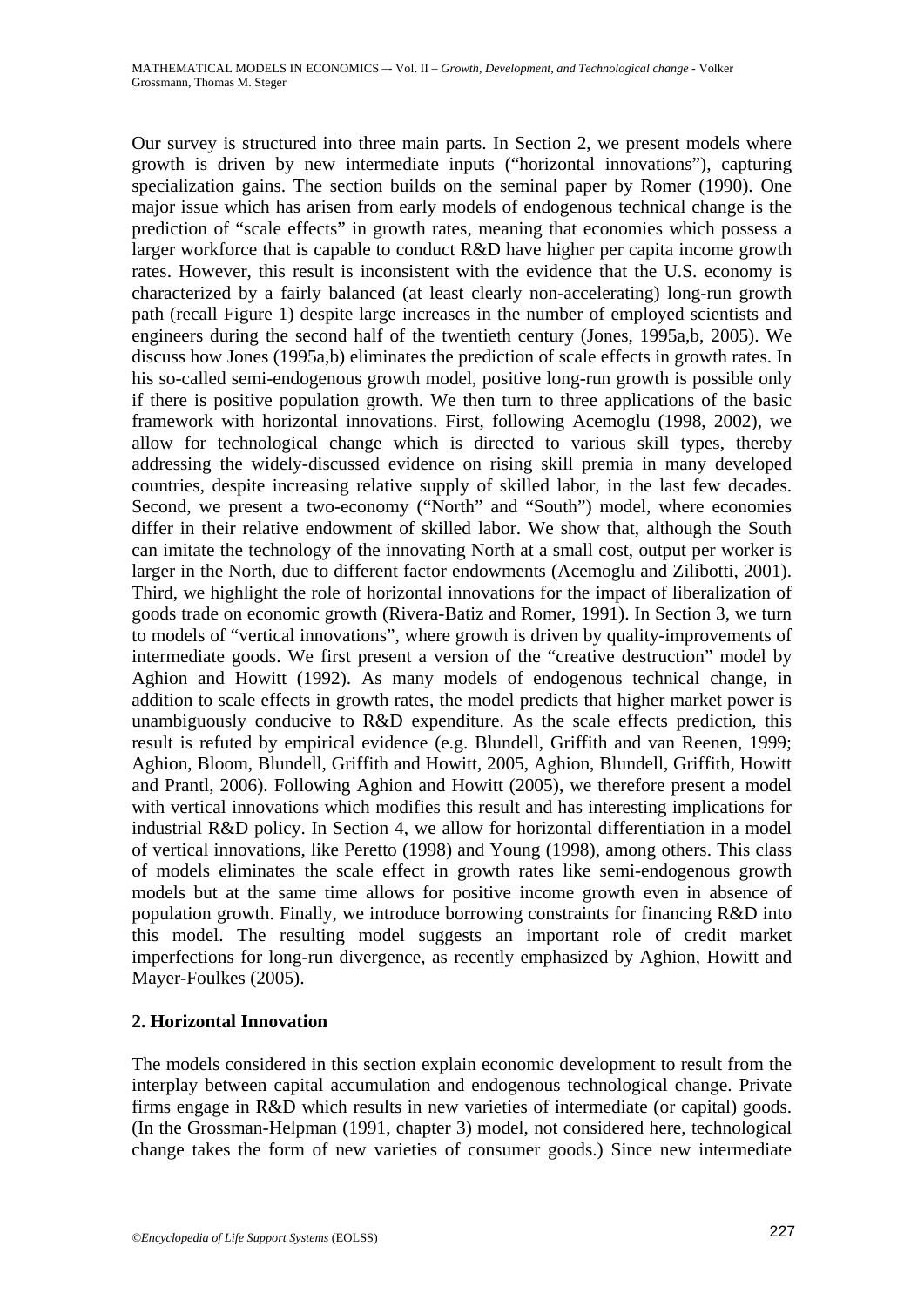Our survey is structured into three main parts. In Section 2, we present models where growth is driven by new intermediate inputs ("horizontal innovations"), capturing specialization gains. The section builds on the seminal paper by Romer (1990). One major issue which has arisen from early models of endogenous technical change is the prediction of "scale effects" in growth rates, meaning that economies which possess a larger workforce that is capable to conduct R&D have higher per capita income growth rates. However, this result is inconsistent with the evidence that the U.S. economy is characterized by a fairly balanced (at least clearly non-accelerating) long-run growth path (recall Figure 1) despite large increases in the number of employed scientists and engineers during the second half of the twentieth century (Jones, 1995a,b, 2005). We discuss how Jones (1995a,b) eliminates the prediction of scale effects in growth rates. In his so-called semi-endogenous growth model, positive long-run growth is possible only if there is positive population growth. We then turn to three applications of the basic framework with horizontal innovations. First, following Acemoglu (1998, 2002), we allow for technological change which is directed to various skill types, thereby addressing the widely-discussed evidence on rising skill premia in many developed countries, despite increasing relative supply of skilled labor, in the last few decades. Second, we present a two-economy ("North" and "South") model, where economies differ in their relative endowment of skilled labor. We show that, although the South can imitate the technology of the innovating North at a small cost, output per worker is larger in the North, due to different factor endowments (Acemoglu and Zilibotti, 2001). Third, we highlight the role of horizontal innovations for the impact of liberalization of goods trade on economic growth (Rivera-Batiz and Romer, 1991). In Section 3, we turn to models of "vertical innovations", where growth is driven by quality-improvements of intermediate goods. We first present a version of the "creative destruction" model by Aghion and Howitt (1992). As many models of endogenous technical change, in addition to scale effects in growth rates, the model predicts that higher market power is unambiguously conducive to R&D expenditure. As the scale effects prediction, this result is refuted by empirical evidence (e.g. Blundell, Griffith and van Reenen, 1999; Aghion, Bloom, Blundell, Griffith and Howitt, 2005, Aghion, Blundell, Griffith, Howitt and Prantl, 2006). Following Aghion and Howitt (2005), we therefore present a model with vertical innovations which modifies this result and has interesting implications for industrial R&D policy. In Section 4, we allow for horizontal differentiation in a model of vertical innovations, like Peretto (1998) and Young (1998), among others. This class of models eliminates the scale effect in growth rates like semi-endogenous growth models but at the same time allows for positive income growth even in absence of population growth. Finally, we introduce borrowing constraints for financing R&D into this model. The resulting model suggests an important role of credit market imperfections for long-run divergence, as recently emphasized by Aghion, Howitt and Mayer-Foulkes (2005).

## 2. Horizontal Innovation

The models considered in this section explain economic development to result from the interplay between capital accumulation and endogenous technological change. Private firms engage in R&D which results in new varieties of intermediate (or capital) goods. (In the Grossman-Helpman (1991, chapter 3) model, not considered here, technological change takes the form of new varieties of consumer goods.) Since new intermediate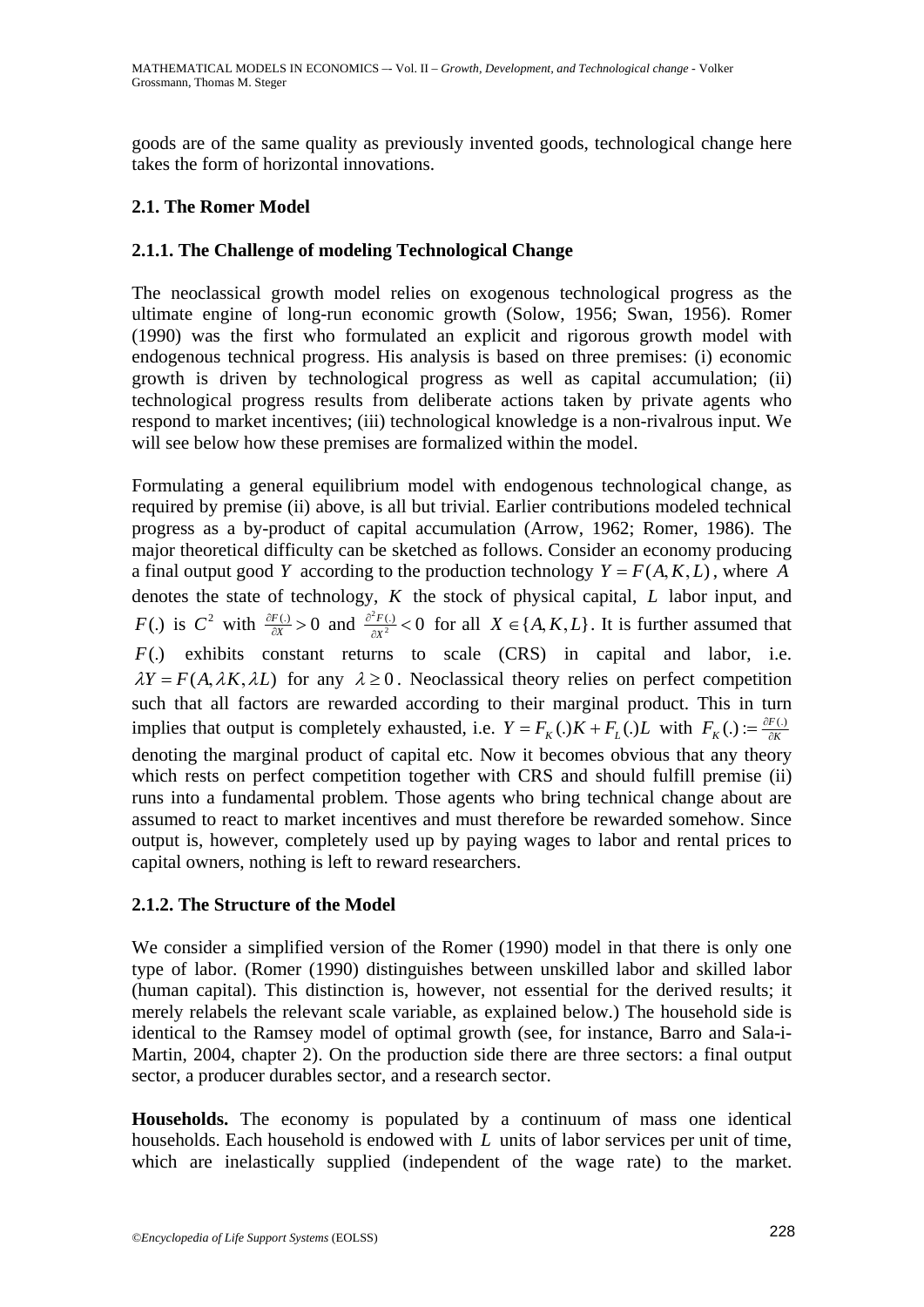goods are of the same quality as previously invented goods, technological change here takes the form of horizontal innovations.

### 2.1. The Romer Model

#### 2.1.1. The Challenge of modeling Technological Change

The neoclassical growth model relies on exogenous technological progress as the ultimate engine of long-run economic growth (Solow, 1956; Swan, 1956). Romer (1990) was the first who formulated an explicit and rigorous growth model with endogenous technical progress. His analysis is based on three premises: (i) economic growth is driven by technological progress as well as capital accumulation; (ii) technological progress results from deliberate actions taken by private agents who respond to market incentives; (iii) technological knowledge is a non-rivalrous input. We will see below how these premises are formalized within the model.

Formulating a general equilibrium model with endogenous technological change, as required by premise (ii) above, is all but trivial. Earlier contributions modeled technical progress as a by-product of capital accumulation (Arrow, 1962; Romer, 1986). The major theoretical difficulty can be sketched as follows. Consider an economy producing a final output good $Y$ according to the production technology $Y = F(A, K, L)$, where $A$ denotes the state of technology, $K$ the stock of physical capital, $L$ labor input, and $F(.)$ is $C^2$ with $\frac{\partial F(.)}{\partial X} > 0$ and $\frac{\partial^2 F(.)}{\partial X^2} < 0$ for all $X \in \{A, K, L\}$. It is further assumed that $F(.)$ exhibits constant returns to scale (CRS) in capital and labor, i.e. $\lambda Y = F(A, \lambda K, \lambda L)$ for any $\lambda \geq 0$. Neoclassical theory relies on perfect competition such that all factors are rewarded according to their marginal product. This in turn implies that output is completely exhausted, i.e. $Y = F_K(.)K + F_L(.)L$ with $F_K(.) := \frac{\partial F(.)}{\partial K}$ denoting the marginal product of capital etc. Now it becomes obvious that any theory which rests on perfect competition together with CRS and should fulfill premise (ii) runs into a fundamental problem. Those agents who bring technical change about are assumed to react to market incentives and must therefore be rewarded somehow. Since output is, however, completely used up by paying wages to labor and rental prices to capital owners, nothing is left to reward researchers.

#### 2.1.2. The Structure of the Model

We consider a simplified version of the Romer (1990) model in that there is only one type of labor. (Romer (1990) distinguishes between unskilled labor and skilled labor (human capital). This distinction is, however, not essential for the derived results; it merely relabels the relevant scale variable, as explained below.) The household side is identical to the Ramsey model of optimal growth (see, for instance, Barro and Sala-i-Martin, 2004, chapter 2). On the production side there are three sectors: a final output sector, a producer durables sector, and a research sector.

**Households.** The economy is populated by a continuum of mass one identical households. Each household is endowed with $L$ units of labor services per unit of time, which are inelastically supplied (independent of the wage rate) to the market.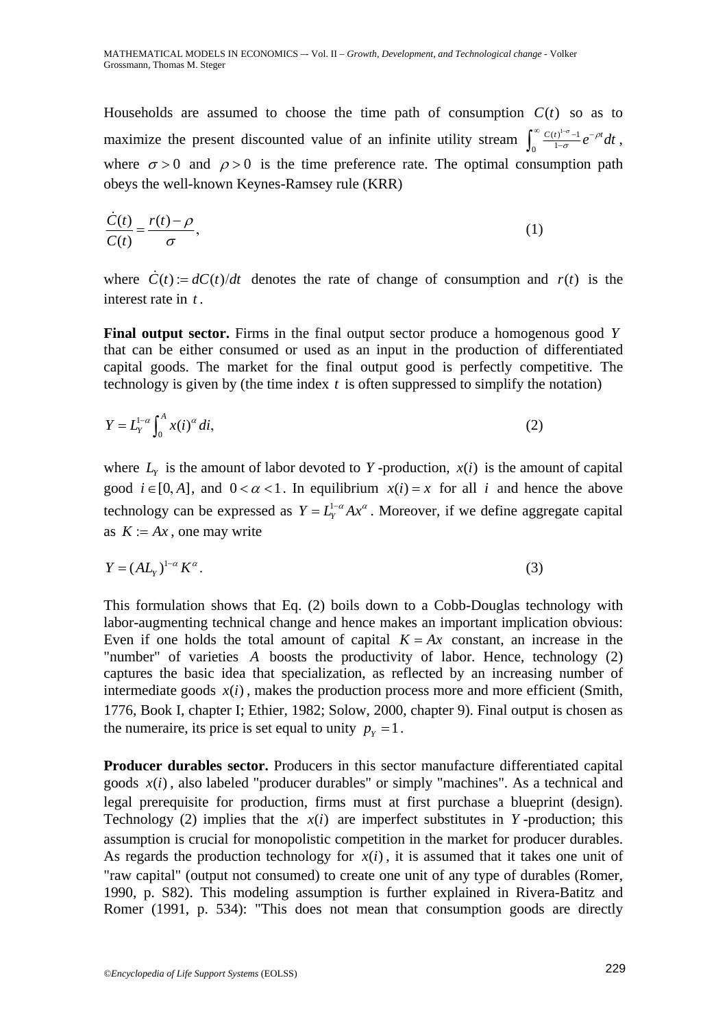Households are assumed to choose the time path of consumption $C(t)$ so as to maximize the present discounted value of an infinite utility stream $\int_0^\infty \frac{C(t)^{1-\sigma}-1}{1-\sigma} e^{-\rho t} dt$, where $\sigma > 0$ and $\rho > 0$ is the time preference rate. The optimal consumption path obeys the well-known Keynes-Ramsey rule (KRR)

$$\frac{\dot{C}(t)}{C(t)} = \frac{r(t) - \rho}{\sigma}, \tag{1}$$

where $\dot{C}(t) := dC(t)/dt$ denotes the rate of change of consumption and $r(t)$ is the interest rate in $t$.

**Final output sector.** Firms in the final output sector produce a homogenous good $Y$ that can be either consumed or used as an input in the production of differentiated capital goods. The market for the final output good is perfectly competitive. The technology is given by (the time index $t$ is often suppressed to simplify the notation)

$$Y = L_Y^{1-\alpha} \int_0^A x(i)^\alpha di, \tag{2}$$

where $L_Y$ is the amount of labor devoted to $Y$-production, $x(i)$ is the amount of capital good $i \in [0, A]$, and $0 < \alpha < 1$. In equilibrium $x(i) = x$ for all $i$ and hence the above technology can be expressed as $Y = L_Y^{1-\alpha} A x^\alpha$. Moreover, if we define aggregate capital as $K := Ax$, one may write

$$Y = (AL_Y)^{1-\alpha} K^\alpha. \tag{3}$$

This formulation shows that Eq. (2) boils down to a Cobb-Douglas technology with labor-augmenting technical change and hence makes an important implication obvious: Even if one holds the total amount of capital $K = Ax$ constant, an increase in the "number" of varieties $A$ boosts the productivity of labor. Hence, technology (2) captures the basic idea that specialization, as reflected by an increasing number of intermediate goods $x(i)$, makes the production process more and more efficient (Smith, 1776, Book I, chapter I; Ethier, 1982; Solow, 2000, chapter 9). Final output is chosen as the numeraire, its price is set equal to unity $p_Y = 1$.

**Producer durables sector.** Producers in this sector manufacture differentiated capital goods $x(i)$, also labeled "producer durables" or simply "machines". As a technical and legal prerequisite for production, firms must at first purchase a blueprint (design). Technology (2) implies that the $x(i)$ are imperfect substitutes in $Y$-production; this assumption is crucial for monopolistic competition in the market for producer durables. As regards the production technology for $x(i)$, it is assumed that it takes one unit of "raw capital" (output not consumed) to create one unit of any type of durables (Romer, 1990, p. S82). This modeling assumption is further explained in Rivera-Batitz and Romer (1991, p. 534): "This does not mean that consumption goods are directly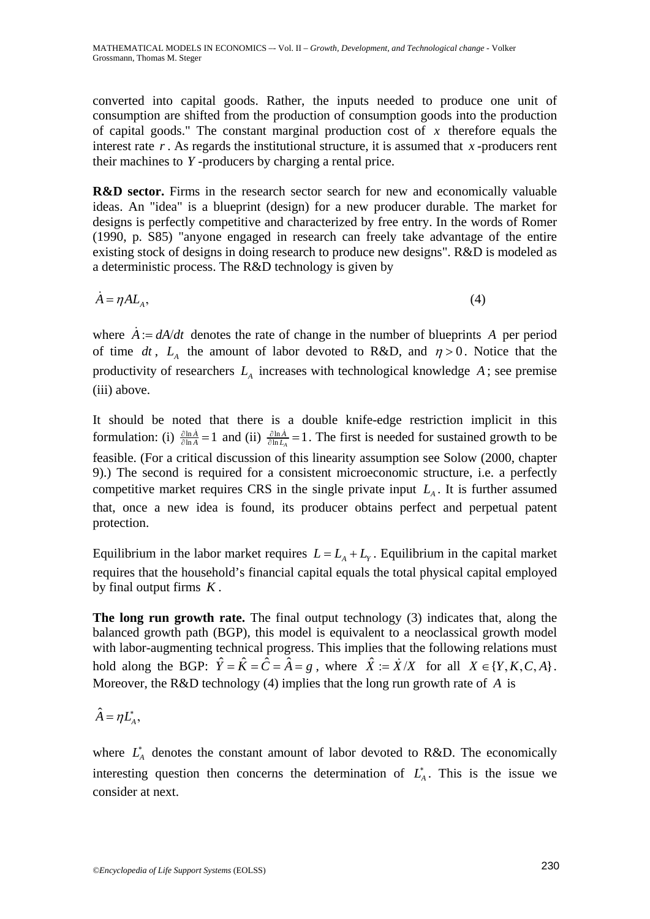converted into capital goods. Rather, the inputs needed to produce one unit of consumption are shifted from the production of consumption goods into the production of capital goods." The constant marginal production cost of $x$ therefore equals the interest rate $r$. As regards the institutional structure, it is assumed that $x$-producers rent their machines to $Y$-producers by charging a rental price.

**R&D sector.** Firms in the research sector search for new and economically valuable ideas. An "idea" is a blueprint (design) for a new producer durable. The market for designs is perfectly competitive and characterized by free entry. In the words of Romer (1990, p. S85) "anyone engaged in research can freely take advantage of the entire existing stock of designs in doing research to produce new designs". R&D is modeled as a deterministic process. The R&D technology is given by

$$\dot{A} = \eta A L_A, \tag{4}$$

where $\dot{A} := dA/dt$ denotes the rate of change in the number of blueprints $A$ per period of time $dt$, $L_A$ the amount of labor devoted to R&D, and $\eta > 0$. Notice that the productivity of researchers $L_A$ increases with technological knowledge $A$; see premise (iii) above.

It should be noted that there is a double knife-edge restriction implicit in this formulation: (i) $\frac{\partial \ln \dot{A}}{\partial \ln A} = 1$ and (ii) $\frac{\partial \ln \dot{A}}{\partial \ln L_A} = 1$. The first is needed for sustained growth to be feasible. (For a critical discussion of this linearity assumption see Solow (2000, chapter 9).) The second is required for a consistent microeconomic structure, i.e. a perfectly competitive market requires CRS in the single private input $L_A$. It is further assumed that, once a new idea is found, its producer obtains perfect and perpetual patent protection.

Equilibrium in the labor market requires $L = L_A + L_Y$. Equilibrium in the capital market requires that the household's financial capital equals the total physical capital employed by final output firms $K$.

**The long run growth rate.** The final output technology (3) indicates that, along the balanced growth path (BGP), this model is equivalent to a neoclassical growth model with labor-augmenting technical progress. This implies that the following relations must hold along the BGP: $\hat{Y} = \hat{K} = \hat{C} = \hat{A} = g$, where $\hat{X} := \dot{X}/X$ for all $X \in \{Y, K, C, A\}$. Moreover, the R&D technology (4) implies that the long run growth rate of $A$ is

$$\hat{A} = \eta L_A^*,$$

where $L_A^*$ denotes the constant amount of labor devoted to R&D. The economically interesting question then concerns the determination of $L_A^*$. This is the issue we consider at next.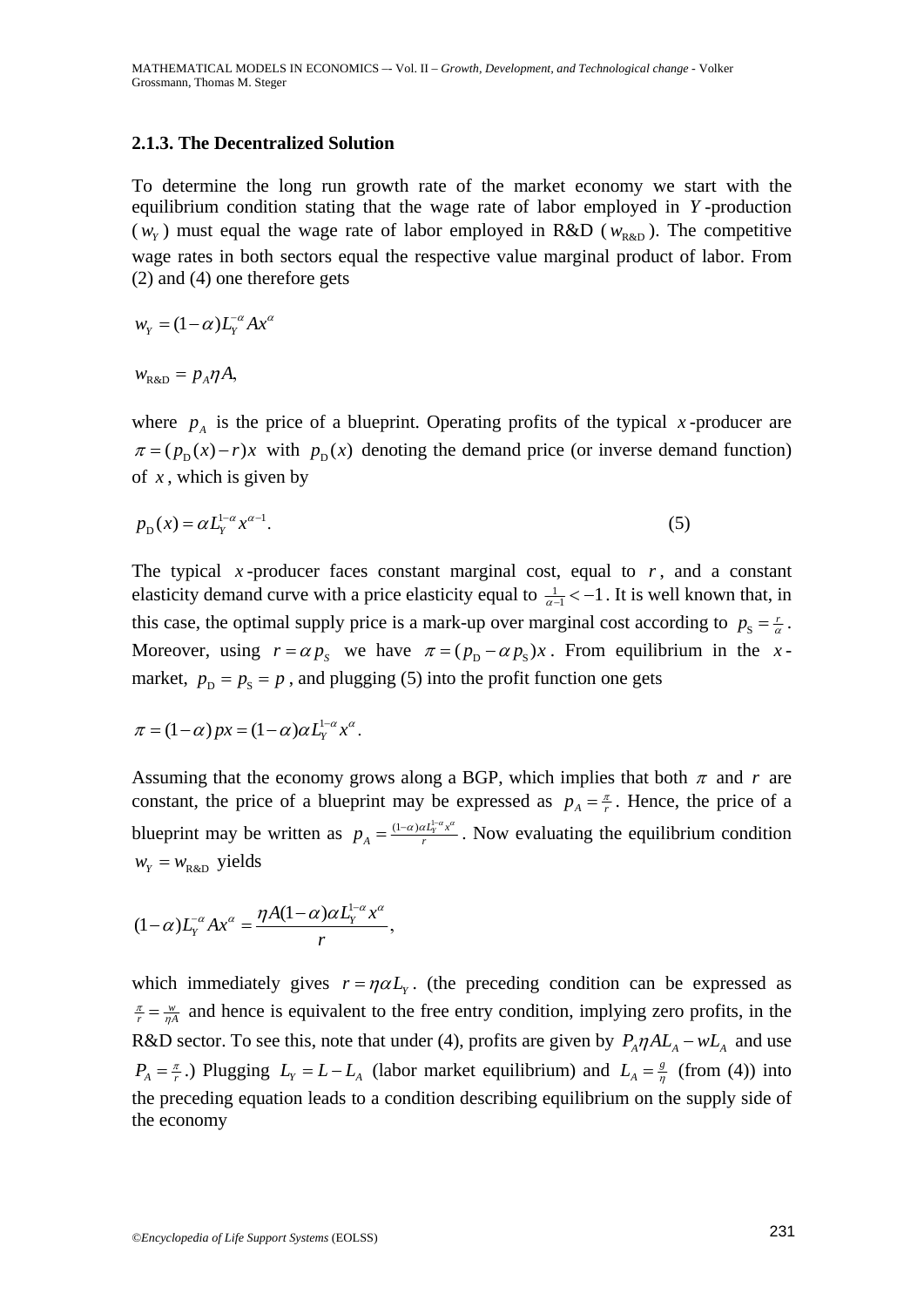### 2.1.3. The Decentralized Solution

To determine the long run growth rate of the market economy we start with the equilibrium condition stating that the wage rate of labor employed in $Y$-production ($w_Y$) must equal the wage rate of labor employed in R&D ($w_{\text{R\&D}}$). The competitive wage rates in both sectors equal the respective value marginal product of labor. From (2) and (4) one therefore gets

$$w_Y = (1-\alpha)L_Y^{-\alpha} A x^{\alpha}$$

$$w_{\text{R\&D}} = p_A \eta A,$$

where $p_A$ is the price of a blueprint. Operating profits of the typical $x$-producer are $\pi = (p_{\text{D}}(x) - r)x$ with $p_{\text{D}}(x)$ denoting the demand price (or inverse demand function) of $x$, which is given by

$$p_{\text{D}}(x) = \alpha L_Y^{1-\alpha} x^{\alpha-1}. \tag{5}$$

The typical $x$-producer faces constant marginal cost, equal to $r$, and a constant elasticity demand curve with a price elasticity equal to $\frac{1}{\alpha-1} < -1$. It is well known that, in this case, the optimal supply price is a mark-up over marginal cost according to $p_{\text{S}} = \frac{r}{\alpha}$. Moreover, using $r = \alpha p_S$ we have $\pi = (p_{\text{D}} - \alpha p_{\text{S}})x$. From equilibrium in the $x$-market, $p_{\text{D}} = p_{\text{S}} = p$, and plugging (5) into the profit function one gets

$$\pi = (1-\alpha)px = (1-\alpha)\alpha L_Y^{1-\alpha} x^{\alpha}.$$

Assuming that the economy grows along a BGP, which implies that both $\pi$ and $r$ are constant, the price of a blueprint may be expressed as $p_A = \frac{\pi}{r}$. Hence, the price of a blueprint may be written as $p_A = \frac{(1-\alpha)\alpha L_Y^{1-\alpha} x^{\alpha}}{r}$. Now evaluating the equilibrium condition $w_Y = w_{\text{R\&D}}$ yields

$$(1-\alpha)L_Y^{-\alpha} A x^{\alpha} = \frac{\eta A (1-\alpha)\alpha L_Y^{1-\alpha} x^{\alpha}}{r},$$

which immediately gives $r = \eta \alpha L_Y$. (the preceding condition can be expressed as $\frac{\pi}{r} = \frac{w}{\eta A}$ and hence is equivalent to the free entry condition, implying zero profits, in the R&D sector. To see this, note that under (4), profits are given by $P_A \eta A L_A - w L_A$ and use $P_A = \frac{\pi}{r}$.) Plugging $L_Y = L - L_A$ (labor market equilibrium) and $L_A = \frac{g}{\eta}$ (from (4)) into the preceding equation leads to a condition describing equilibrium on the supply side of the economy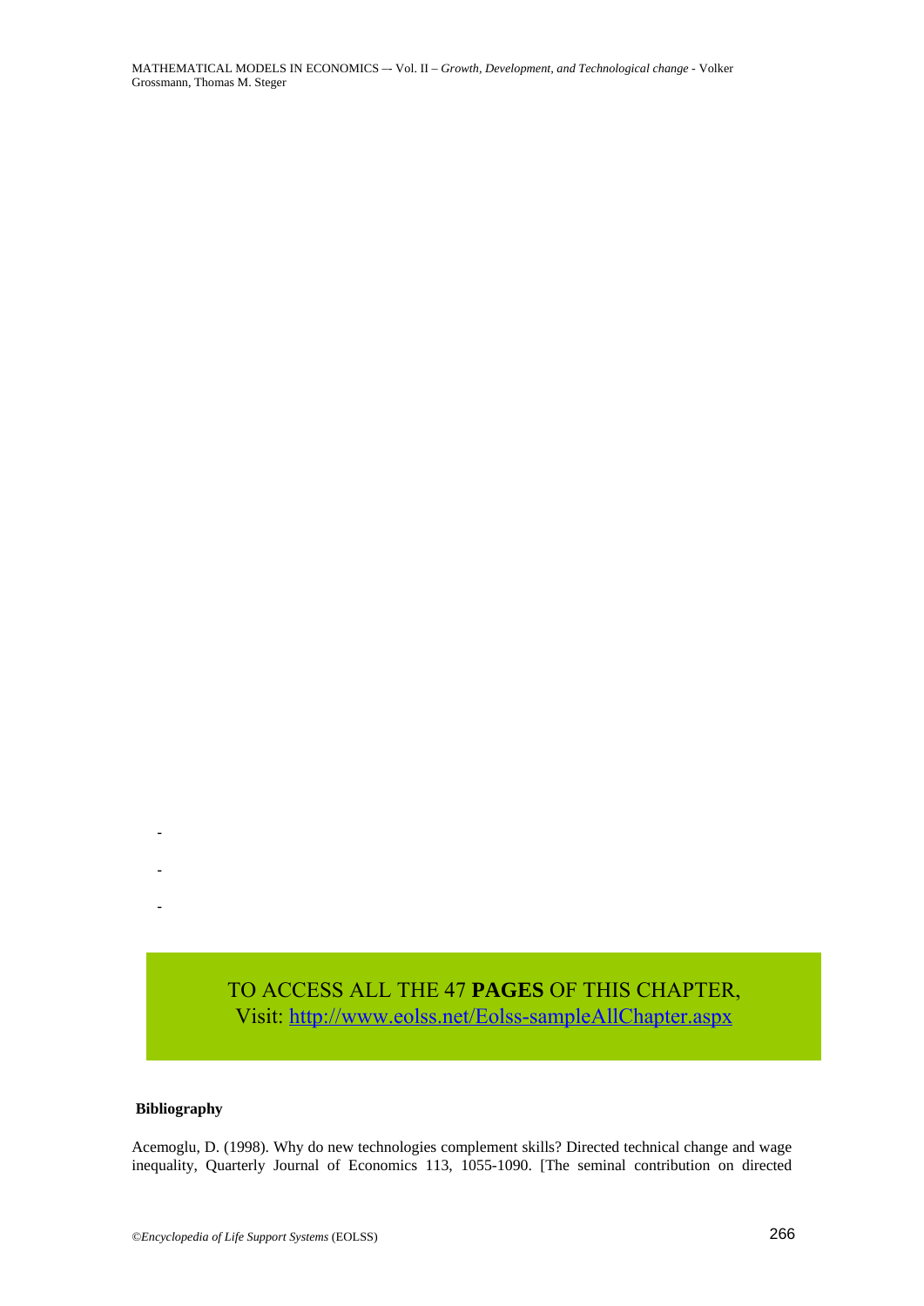-

-

-

TO ACCESS ALL THE 47 **PAGES** OF THIS CHAPTER,
Visit: [http://www.eolss.net/Eolss-sampleAllChapter.aspx](http://www.eolss.net/Eolss-sampleAllChapter.aspx)

**Bibliography**

Acemoglu, D. (1998). Why do new technologies complement skills? Directed technical change and wage inequality, Quarterly Journal of Economics 113, 1055-1090. [The seminal contribution on directed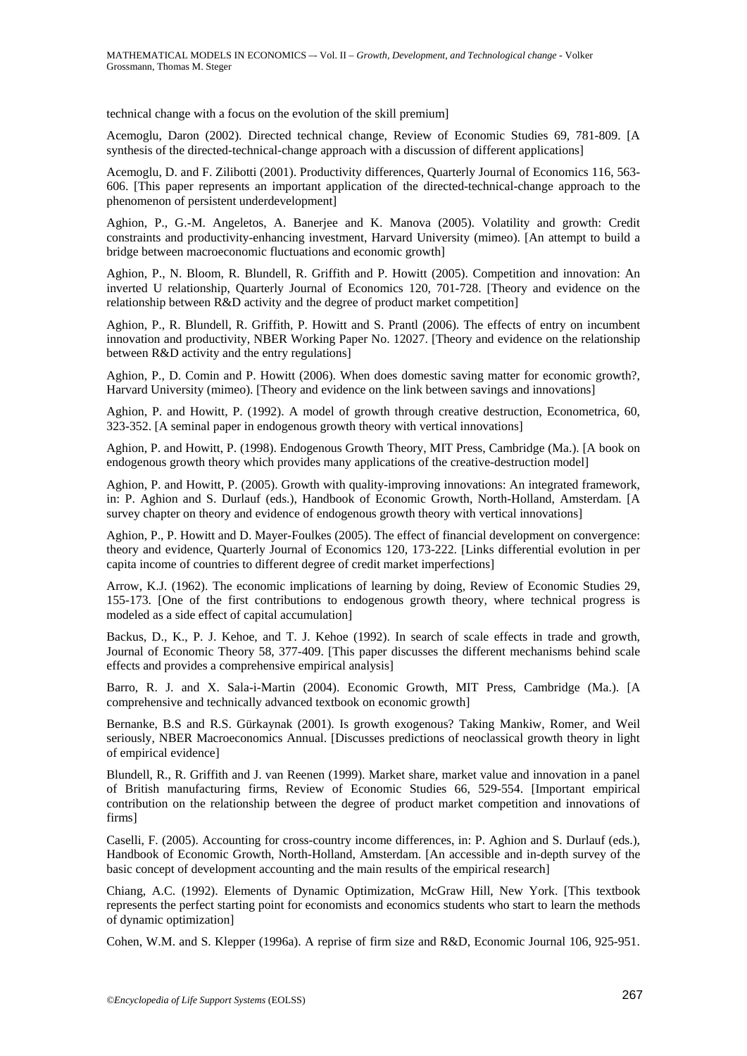technical change with a focus on the evolution of the skill premium]

Acemoglu, Daron (2002). Directed technical change, Review of Economic Studies 69, 781-809. [A synthesis of the directed-technical-change approach with a discussion of different applications]

Acemoglu, D. and F. Zilibotti (2001). Productivity differences, Quarterly Journal of Economics 116, 563-606. [This paper represents an important application of the directed-technical-change approach to the phenomenon of persistent underdevelopment]

Aghion, P., G.-M. Angeletos, A. Banerjee and K. Manova (2005). Volatility and growth: Credit constraints and productivity-enhancing investment, Harvard University (mimeo). [An attempt to build a bridge between macroeconomic fluctuations and economic growth]

Aghion, P., N. Bloom, R. Blundell, R. Griffith and P. Howitt (2005). Competition and innovation: An inverted U relationship, Quarterly Journal of Economics 120, 701-728. [Theory and evidence on the relationship between R&D activity and the degree of product market competition]

Aghion, P., R. Blundell, R. Griffith, P. Howitt and S. Prantl (2006). The effects of entry on incumbent innovation and productivity, NBER Working Paper No. 12027. [Theory and evidence on the relationship between R&D activity and the entry regulations]

Aghion, P., D. Comin and P. Howitt (2006). When does domestic saving matter for economic growth?, Harvard University (mimeo). [Theory and evidence on the link between savings and innovations]

Aghion, P. and Howitt, P. (1992). A model of growth through creative destruction, Econometrica, 60, 323-352. [A seminal paper in endogenous growth theory with vertical innovations]

Aghion, P. and Howitt, P. (1998). Endogenous Growth Theory, MIT Press, Cambridge (Ma.). [A book on endogenous growth theory which provides many applications of the creative-destruction model]

Aghion, P. and Howitt, P. (2005). Growth with quality-improving innovations: An integrated framework, in: P. Aghion and S. Durlauf (eds.), Handbook of Economic Growth, North-Holland, Amsterdam. [A survey chapter on theory and evidence of endogenous growth theory with vertical innovations]

Aghion, P., P. Howitt and D. Mayer-Foulkes (2005). The effect of financial development on convergence: theory and evidence, Quarterly Journal of Economics 120, 173-222. [Links differential evolution in per capita income of countries to different degree of credit market imperfections]

Arrow, K.J. (1962). The economic implications of learning by doing, Review of Economic Studies 29, 155-173. [One of the first contributions to endogenous growth theory, where technical progress is modeled as a side effect of capital accumulation]

Backus, D., K., P. J. Kehoe, and T. J. Kehoe (1992). In search of scale effects in trade and growth, Journal of Economic Theory 58, 377-409. [This paper discusses the different mechanisms behind scale effects and provides a comprehensive empirical analysis]

Barro, R. J. and X. Sala-i-Martin (2004). Economic Growth, MIT Press, Cambridge (Ma.). [A comprehensive and technically advanced textbook on economic growth]

Bernanke, B.S and R.S. Gürkaynak (2001). Is growth exogenous? Taking Mankiw, Romer, and Weil seriously, NBER Macroeconomics Annual. [Discusses predictions of neoclassical growth theory in light of empirical evidence]

Blundell, R., R. Griffith and J. van Reenen (1999). Market share, market value and innovation in a panel of British manufacturing firms, Review of Economic Studies 66, 529-554. [Important empirical contribution on the relationship between the degree of product market competition and innovations of firms]

Caselli, F. (2005). Accounting for cross-country income differences, in: P. Aghion and S. Durlauf (eds.), Handbook of Economic Growth, North-Holland, Amsterdam. [An accessible and in-depth survey of the basic concept of development accounting and the main results of the empirical research]

Chiang, A.C. (1992). Elements of Dynamic Optimization, McGraw Hill, New York. [This textbook represents the perfect starting point for economists and economics students who start to learn the methods of dynamic optimization]

Cohen, W.M. and S. Klepper (1996a). A reprise of firm size and R&D, Economic Journal 106, 925-951.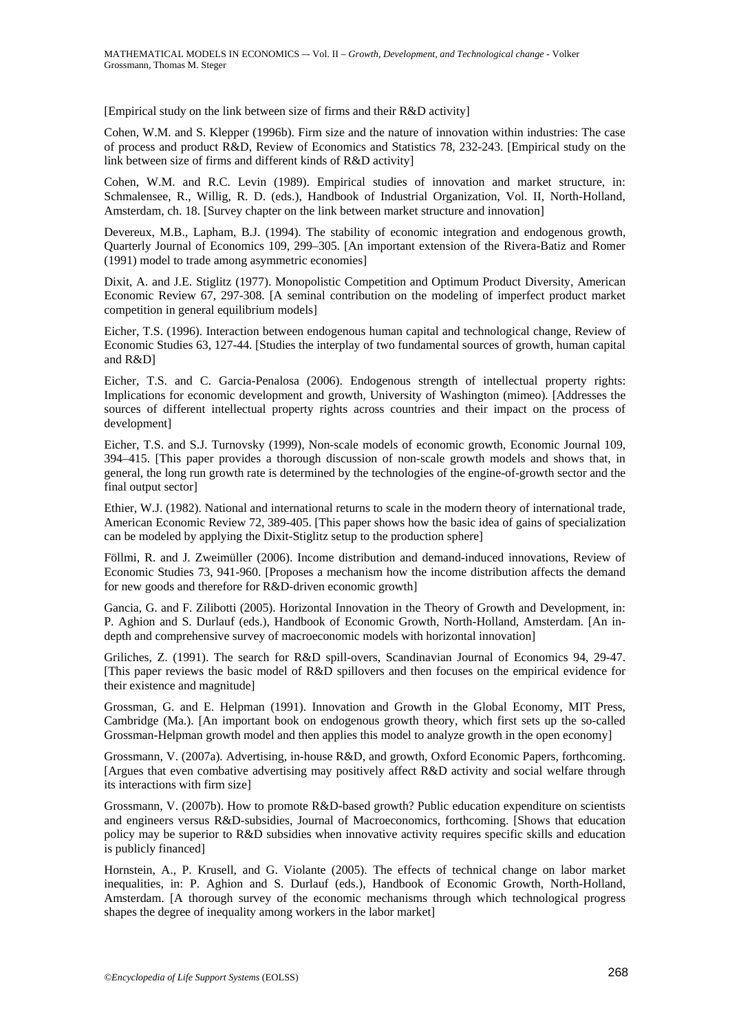[Empirical study on the link between size of firms and their R&D activity]

Cohen, W.M. and S. Klepper (1996b). Firm size and the nature of innovation within industries: The case of process and product R&D, Review of Economics and Statistics 78, 232-243. [Empirical study on the link between size of firms and different kinds of R&D activity]

Cohen, W.M. and R.C. Levin (1989). Empirical studies of innovation and market structure, in: Schmalensee, R., Willig, R. D. (eds.), Handbook of Industrial Organization, Vol. II, North-Holland, Amsterdam, ch. 18. [Survey chapter on the link between market structure and innovation]

Devereux, M.B., Lapham, B.J. (1994). The stability of economic integration and endogenous growth, Quarterly Journal of Economics 109, 299–305. [An important extension of the Rivera-Batiz and Romer (1991) model to trade among asymmetric economies]

Dixit, A. and J.E. Stiglitz (1977). Monopolistic Competition and Optimum Product Diversity, American Economic Review 67, 297-308. [A seminal contribution on the modeling of imperfect product market competition in general equilibrium models]

Eicher, T.S. (1996). Interaction between endogenous human capital and technological change, Review of Economic Studies 63, 127-44. [Studies the interplay of two fundamental sources of growth, human capital and R&D]

Eicher, T.S. and C. Garcia-Penalosa (2006). Endogenous strength of intellectual property rights: Implications for economic development and growth, University of Washington (mimeo). [Addresses the sources of different intellectual property rights across countries and their impact on the process of development]

Eicher, T.S. and S.J. Turnovsky (1999), Non-scale models of economic growth, Economic Journal 109, 394–415. [This paper provides a thorough discussion of non-scale growth models and shows that, in general, the long run growth rate is determined by the technologies of the engine-of-growth sector and the final output sector]

Ethier, W.J. (1982). National and international returns to scale in the modern theory of international trade, American Economic Review 72, 389-405. [This paper shows how the basic idea of gains of specialization can be modeled by applying the Dixit-Stiglitz setup to the production sphere]

Föllmi, R. and J. Zweimüller (2006). Income distribution and demand-induced innovations, Review of Economic Studies 73, 941-960. [Proposes a mechanism how the income distribution affects the demand for new goods and therefore for R&D-driven economic growth]

Gancia, G. and F. Zilibotti (2005). Horizontal Innovation in the Theory of Growth and Development, in: P. Aghion and S. Durlauf (eds.), Handbook of Economic Growth, North-Holland, Amsterdam. [An in-depth and comprehensive survey of macroeconomic models with horizontal innovation]

Griliches, Z. (1991). The search for R&D spill-overs, Scandinavian Journal of Economics 94, 29-47. [This paper reviews the basic model of R&D spillovers and then focuses on the empirical evidence for their existence and magnitude]

Grossman, G. and E. Helpman (1991). Innovation and Growth in the Global Economy, MIT Press, Cambridge (Ma.). [An important book on endogenous growth theory, which first sets up the so-called Grossman-Helpman growth model and then applies this model to analyze growth in the open economy]

Grossmann, V. (2007a). Advertising, in-house R&D, and growth, Oxford Economic Papers, forthcoming. [Argues that even combative advertising may positively affect R&D activity and social welfare through its interactions with firm size]

Grossmann, V. (2007b). How to promote R&D-based growth? Public education expenditure on scientists and engineers versus R&D-subsidies, Journal of Macroeconomics, forthcoming. [Shows that education policy may be superior to R&D subsidies when innovative activity requires specific skills and education is publicly financed]

Hornstein, A., P. Krusell, and G. Violante (2005). The effects of technical change on labor market inequalities, in: P. Aghion and S. Durlauf (eds.), Handbook of Economic Growth, North-Holland, Amsterdam. [A thorough survey of the economic mechanisms through which technological progress shapes the degree of inequality among workers in the labor market]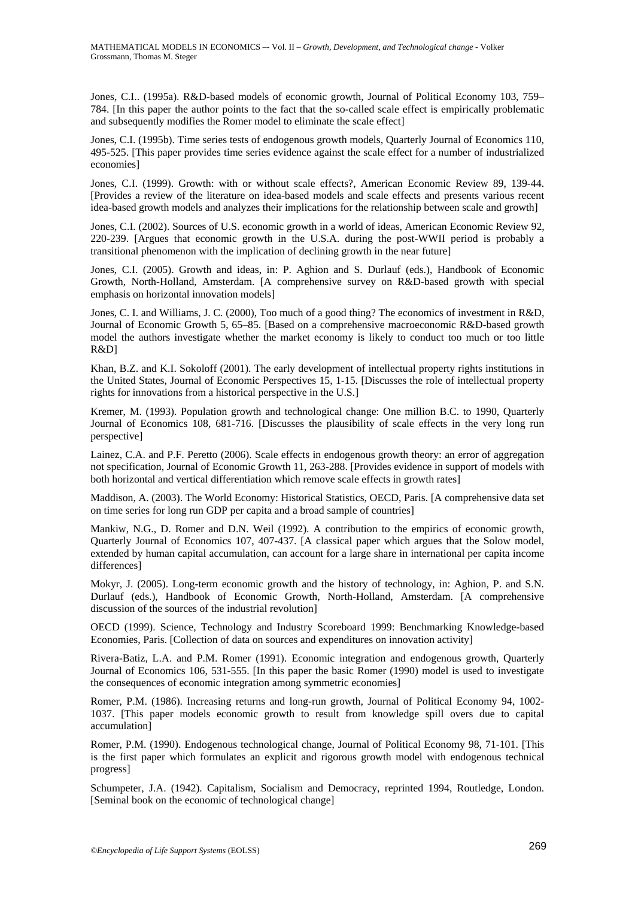Jones, C.I.. (1995a). R&D-based models of economic growth, Journal of Political Economy 103, 759–784. [In this paper the author points to the fact that the so-called scale effect is empirically problematic and subsequently modifies the Romer model to eliminate the scale effect]

Jones, C.I. (1995b). Time series tests of endogenous growth models, Quarterly Journal of Economics 110, 495-525. [This paper provides time series evidence against the scale effect for a number of industrialized economies]

Jones, C.I. (1999). Growth: with or without scale effects?, American Economic Review 89, 139-44. [Provides a review of the literature on idea-based models and scale effects and presents various recent idea-based growth models and analyzes their implications for the relationship between scale and growth]

Jones, C.I. (2002). Sources of U.S. economic growth in a world of ideas, American Economic Review 92, 220-239. [Argues that economic growth in the U.S.A. during the post-WWII period is probably a transitional phenomenon with the implication of declining growth in the near future]

Jones, C.I. (2005). Growth and ideas, in: P. Aghion and S. Durlauf (eds.), Handbook of Economic Growth, North-Holland, Amsterdam. [A comprehensive survey on R&D-based growth with special emphasis on horizontal innovation models]

Jones, C. I. and Williams, J. C. (2000), Too much of a good thing? The economics of investment in R&D, Journal of Economic Growth 5, 65–85. [Based on a comprehensive macroeconomic R&D-based growth model the authors investigate whether the market economy is likely to conduct too much or too little R&D]

Khan, B.Z. and K.I. Sokoloff (2001). The early development of intellectual property rights institutions in the United States, Journal of Economic Perspectives 15, 1-15. [Discusses the role of intellectual property rights for innovations from a historical perspective in the U.S.]

Kremer, M. (1993). Population growth and technological change: One million B.C. to 1990, Quarterly Journal of Economics 108, 681-716. [Discusses the plausibility of scale effects in the very long run perspective]

Lainez, C.A. and P.F. Peretto (2006). Scale effects in endogenous growth theory: an error of aggregation not specification, Journal of Economic Growth 11, 263-288. [Provides evidence in support of models with both horizontal and vertical differentiation which remove scale effects in growth rates]

Maddison, A. (2003). The World Economy: Historical Statistics, OECD, Paris. [A comprehensive data set on time series for long run GDP per capita and a broad sample of countries]

Mankiw, N.G., D. Romer and D.N. Weil (1992). A contribution to the empirics of economic growth, Quarterly Journal of Economics 107, 407-437. [A classical paper which argues that the Solow model, extended by human capital accumulation, can account for a large share in international per capita income differences]

Mokyr, J. (2005). Long-term economic growth and the history of technology, in: Aghion, P. and S.N. Durlauf (eds.), Handbook of Economic Growth, North-Holland, Amsterdam. [A comprehensive discussion of the sources of the industrial revolution]

OECD (1999). Science, Technology and Industry Scoreboard 1999: Benchmarking Knowledge-based Economies, Paris. [Collection of data on sources and expenditures on innovation activity]

Rivera-Batiz, L.A. and P.M. Romer (1991). Economic integration and endogenous growth, Quarterly Journal of Economics 106, 531-555. [In this paper the basic Romer (1990) model is used to investigate the consequences of economic integration among symmetric economies]

Romer, P.M. (1986). Increasing returns and long-run growth, Journal of Political Economy 94, 1002-1037. [This paper models economic growth to result from knowledge spill overs due to capital accumulation]

Romer, P.M. (1990). Endogenous technological change, Journal of Political Economy 98, 71-101. [This is the first paper which formulates an explicit and rigorous growth model with endogenous technical progress]

Schumpeter, J.A. (1942). Capitalism, Socialism and Democracy, reprinted 1994, Routledge, London. [Seminal book on the economic of technological change]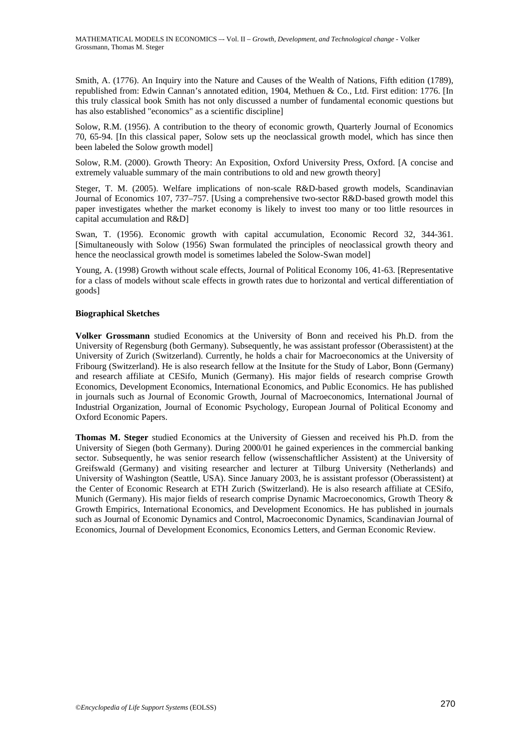Smith, A. (1776). An Inquiry into the Nature and Causes of the Wealth of Nations, Fifth edition (1789), republished from: Edwin Cannan's annotated edition, 1904, Methuen & Co., Ltd. First edition: 1776. [In this truly classical book Smith has not only discussed a number of fundamental economic questions but has also established "economics" as a scientific discipline]

Solow, R.M. (1956). A contribution to the theory of economic growth, Quarterly Journal of Economics 70, 65-94. [In this classical paper, Solow sets up the neoclassical growth model, which has since then been labeled the Solow growth model]

Solow, R.M. (2000). Growth Theory: An Exposition, Oxford University Press, Oxford. [A concise and extremely valuable summary of the main contributions to old and new growth theory]

Steger, T. M. (2005). Welfare implications of non-scale R&D-based growth models, Scandinavian Journal of Economics 107, 737–757. [Using a comprehensive two-sector R&D-based growth model this paper investigates whether the market economy is likely to invest too many or too little resources in capital accumulation and R&D]

Swan, T. (1956). Economic growth with capital accumulation, Economic Record 32, 344-361. [Simultaneously with Solow (1956) Swan formulated the principles of neoclassical growth theory and hence the neoclassical growth model is sometimes labeled the Solow-Swan model]

Young, A. (1998) Growth without scale effects, Journal of Political Economy 106, 41-63. [Representative for a class of models without scale effects in growth rates due to horizontal and vertical differentiation of goods]

**Biographical Sketches**

**Volker Grossmann** studied Economics at the University of Bonn and received his Ph.D. from the University of Regensburg (both Germany). Subsequently, he was assistant professor (Oberassistent) at the University of Zurich (Switzerland). Currently, he holds a chair for Macroeconomics at the University of Fribourg (Switzerland). He is also research fellow at the Insitute for the Study of Labor, Bonn (Germany) and research affiliate at CESifo, Munich (Germany). His major fields of research comprise Growth Economics, Development Economics, International Economics, and Public Economics. He has published in journals such as Journal of Economic Growth, Journal of Macroeconomics, International Journal of Industrial Organization, Journal of Economic Psychology, European Journal of Political Economy and Oxford Economic Papers.

**Thomas M. Steger** studied Economics at the University of Giessen and received his Ph.D. from the University of Siegen (both Germany). During 2000/01 he gained experiences in the commercial banking sector. Subsequently, he was senior research fellow (wissenschaftlicher Assistent) at the University of Greifswald (Germany) and visiting researcher and lecturer at Tilburg University (Netherlands) and University of Washington (Seattle, USA). Since January 2003, he is assistant professor (Oberassistent) at the Center of Economic Research at ETH Zurich (Switzerland). He is also research affiliate at CESifo, Munich (Germany). His major fields of research comprise Dynamic Macroeconomics, Growth Theory & Growth Empirics, International Economics, and Development Economics. He has published in journals such as Journal of Economic Dynamics and Control, Macroeconomic Dynamics, Scandinavian Journal of Economics, Journal of Development Economics, Economics Letters, and German Economic Review.